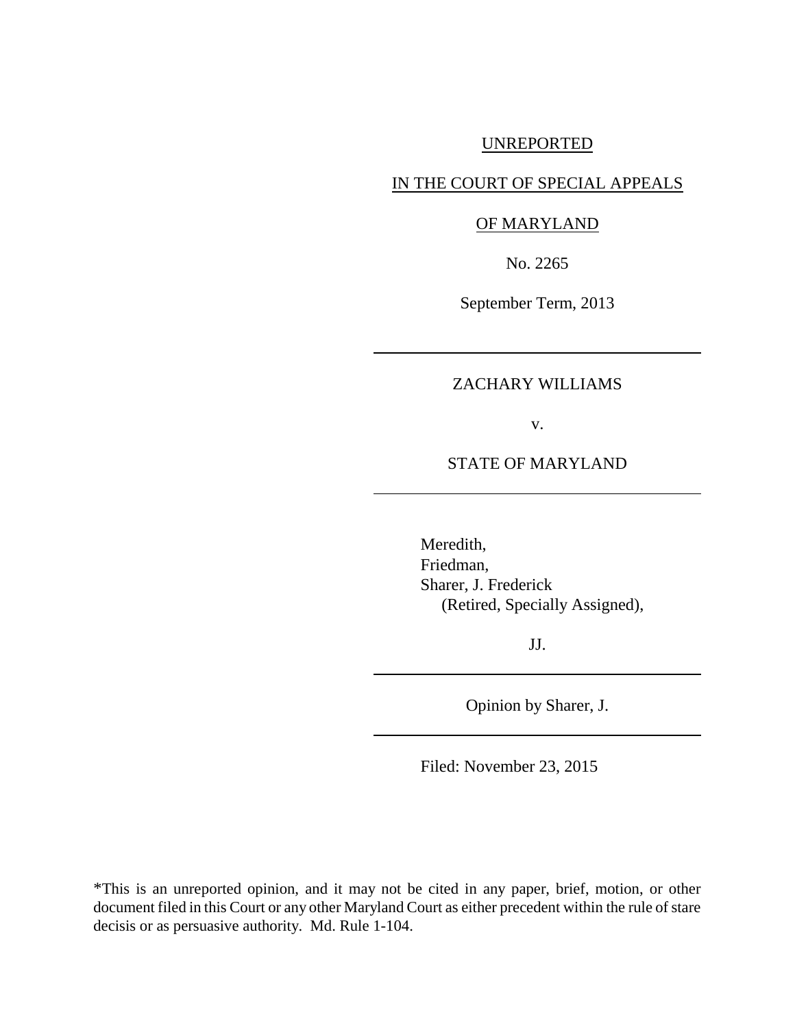UNREPORTED

IN THE COURT OF SPECIAL APPEALS

OF MARYLAND

No. 2265

September Term, 2013

---

ZACHARY WILLIAMS

v.

STATE OF MARYLAND

---

Meredith,
Friedman,
Sharer, J. Frederick
(Retired, Specially Assigned),

JJ.

---

Opinion by Sharer, J.

---

Filed: November 23, 2015

*This is an unreported opinion, and it may not be cited in any paper, brief, motion, or other document filed in this Court or any other Maryland Court as either precedent within the rule of stare decisis or as persuasive authority. Md. Rule 1-104.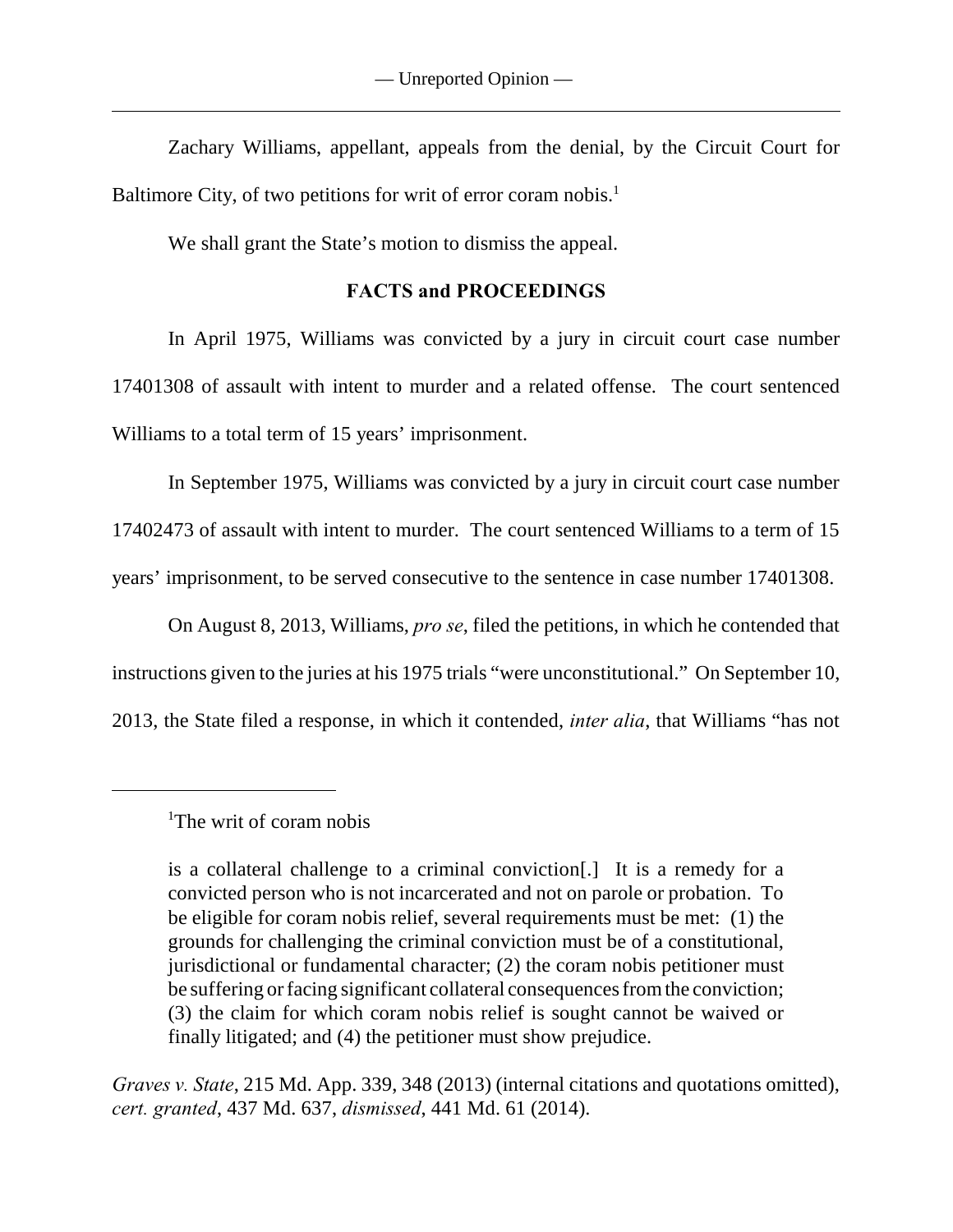Zachary Williams, appellant, appeals from the denial, by the Circuit Court for Baltimore City, of two petitions for writ of error coram nobis.[1]

We shall grant the State's motion to dismiss the appeal.

## FACTS and PROCEEDINGS

In April 1975, Williams was convicted by a jury in circuit court case number 17401308 of assault with intent to murder and a related offense. The court sentenced Williams to a total term of 15 years' imprisonment.

In September 1975, Williams was convicted by a jury in circuit court case number 17402473 of assault with intent to murder. The court sentenced Williams to a term of 15 years' imprisonment, to be served consecutive to the sentence in case number 17401308.

On August 8, 2013, Williams, *pro se*, filed the petitions, in which he contended that instructions given to the juries at his 1975 trials "were unconstitutional." On September 10, 2013, the State filed a response, in which it contended, *inter alia*, that Williams "has not

---

[1]The writ of coram nobis

> is a collateral challenge to a criminal conviction[.] It is a remedy for a convicted person who is not incarcerated and not on parole or probation. To be eligible for coram nobis relief, several requirements must be met: (1) the grounds for challenging the criminal conviction must be of a constitutional, jurisdictional or fundamental character; (2) the coram nobis petitioner must be suffering or facing significant collateral consequences from the conviction; (3) the claim for which coram nobis relief is sought cannot be waived or finally litigated; and (4) the petitioner must show prejudice.

*Graves v. State*, 215 Md. App. 339, 348 (2013) (internal citations and quotations omitted), *cert. granted*, 437 Md. 637, *dismissed*, 441 Md. 61 (2014).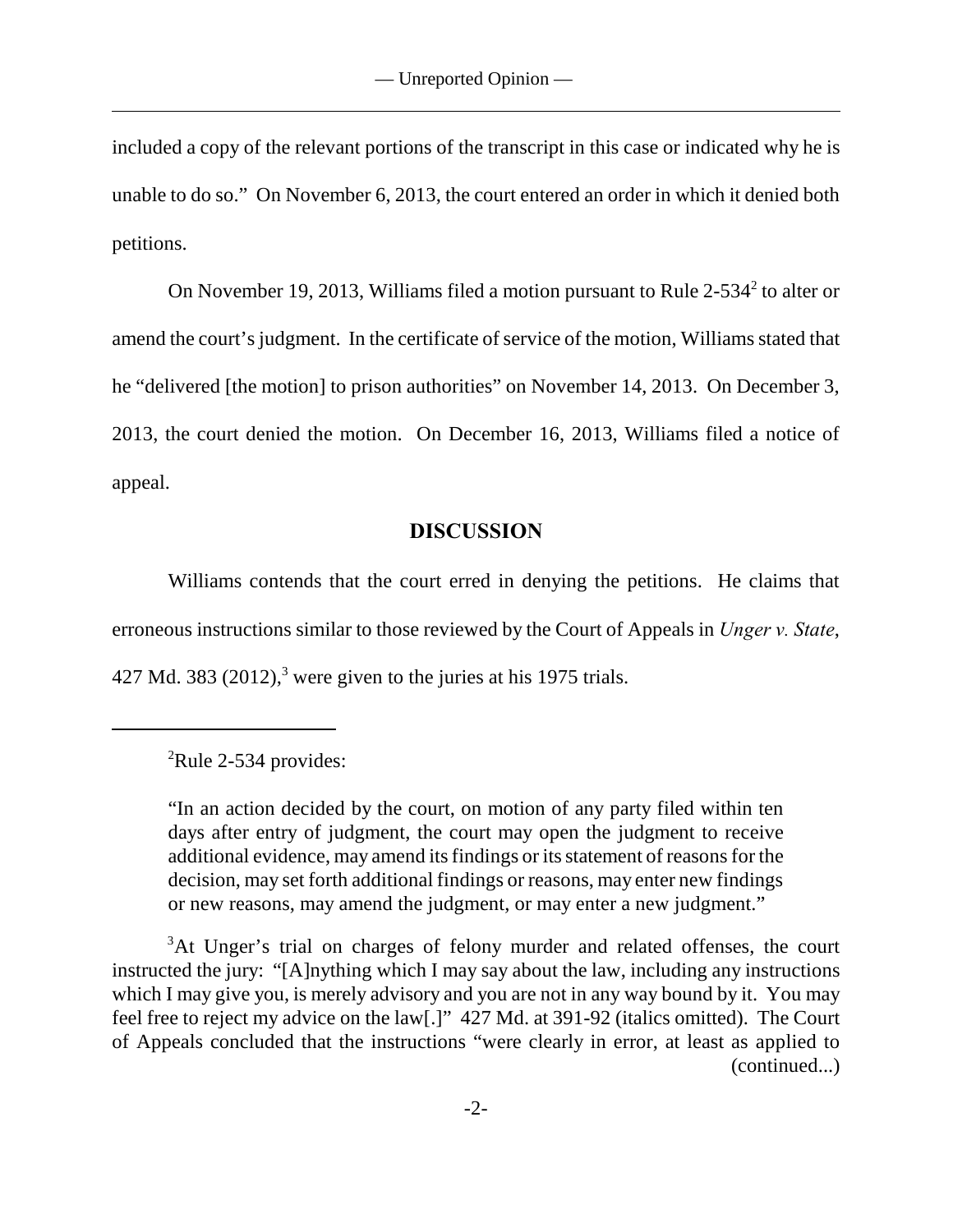included a copy of the relevant portions of the transcript in this case or indicated why he is unable to do so." On November 6, 2013, the court entered an order in which it denied both petitions.

On November 19, 2013, Williams filed a motion pursuant to Rule 2-534[2] to alter or amend the court's judgment. In the certificate of service of the motion, Williams stated that he "delivered [the motion] to prison authorities" on November 14, 2013. On December 3, 2013, the court denied the motion. On December 16, 2013, Williams filed a notice of appeal.

## DISCUSSION

Williams contends that the court erred in denying the petitions. He claims that erroneous instructions similar to those reviewed by the Court of Appeals in *Unger v. State*, 427 Md. 383 (2012),[3] were given to the juries at his 1975 trials.

---

[2]Rule 2-534 provides:

> "In an action decided by the court, on motion of any party filed within ten days after entry of judgment, the court may open the judgment to receive additional evidence, may amend its findings or its statement of reasons for the decision, may set forth additional findings or reasons, may enter new findings or new reasons, may amend the judgment, or may enter a new judgment."

[3]At Unger's trial on charges of felony murder and related offenses, the court instructed the jury: "[A]nything which I may say about the law, including any instructions which I may give you, is merely advisory and you are not in any way bound by it. You may feel free to reject my advice on the law[.]" 427 Md. at 391-92 (italics omitted). The Court of Appeals concluded that the instructions "were clearly in error, at least as applied to (continued...)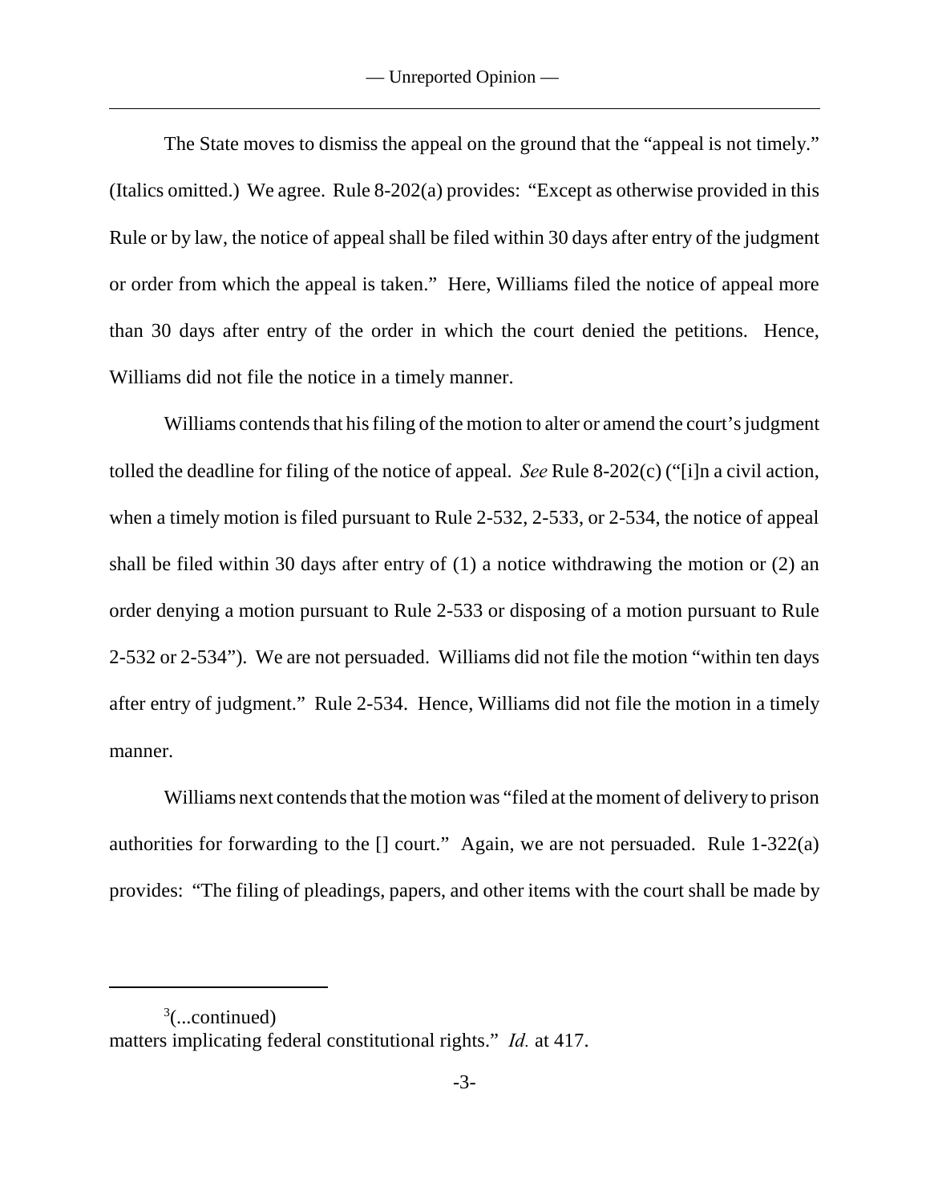The State moves to dismiss the appeal on the ground that the "appeal is not timely." (Italics omitted.) We agree. Rule 8-202(a) provides: "Except as otherwise provided in this Rule or by law, the notice of appeal shall be filed within 30 days after entry of the judgment or order from which the appeal is taken." Here, Williams filed the notice of appeal more than 30 days after entry of the order in which the court denied the petitions. Hence, Williams did not file the notice in a timely manner.

Williams contends that his filing of the motion to alter or amend the court's judgment tolled the deadline for filing of the notice of appeal. *See* Rule 8-202(c) ("[i]n a civil action, when a timely motion is filed pursuant to Rule 2-532, 2-533, or 2-534, the notice of appeal shall be filed within 30 days after entry of (1) a notice withdrawing the motion or (2) an order denying a motion pursuant to Rule 2-533 or disposing of a motion pursuant to Rule 2-532 or 2-534"). We are not persuaded. Williams did not file the motion "within ten days after entry of judgment." Rule 2-534. Hence, Williams did not file the motion in a timely manner.

Williams next contends that the motion was "filed at the moment of delivery to prison authorities for forwarding to the [] court." Again, we are not persuaded. Rule 1-322(a) provides: "The filing of pleadings, papers, and other items with the court shall be made by

---

[3](...continued)
matters implicating federal constitutional rights." *Id.* at 417.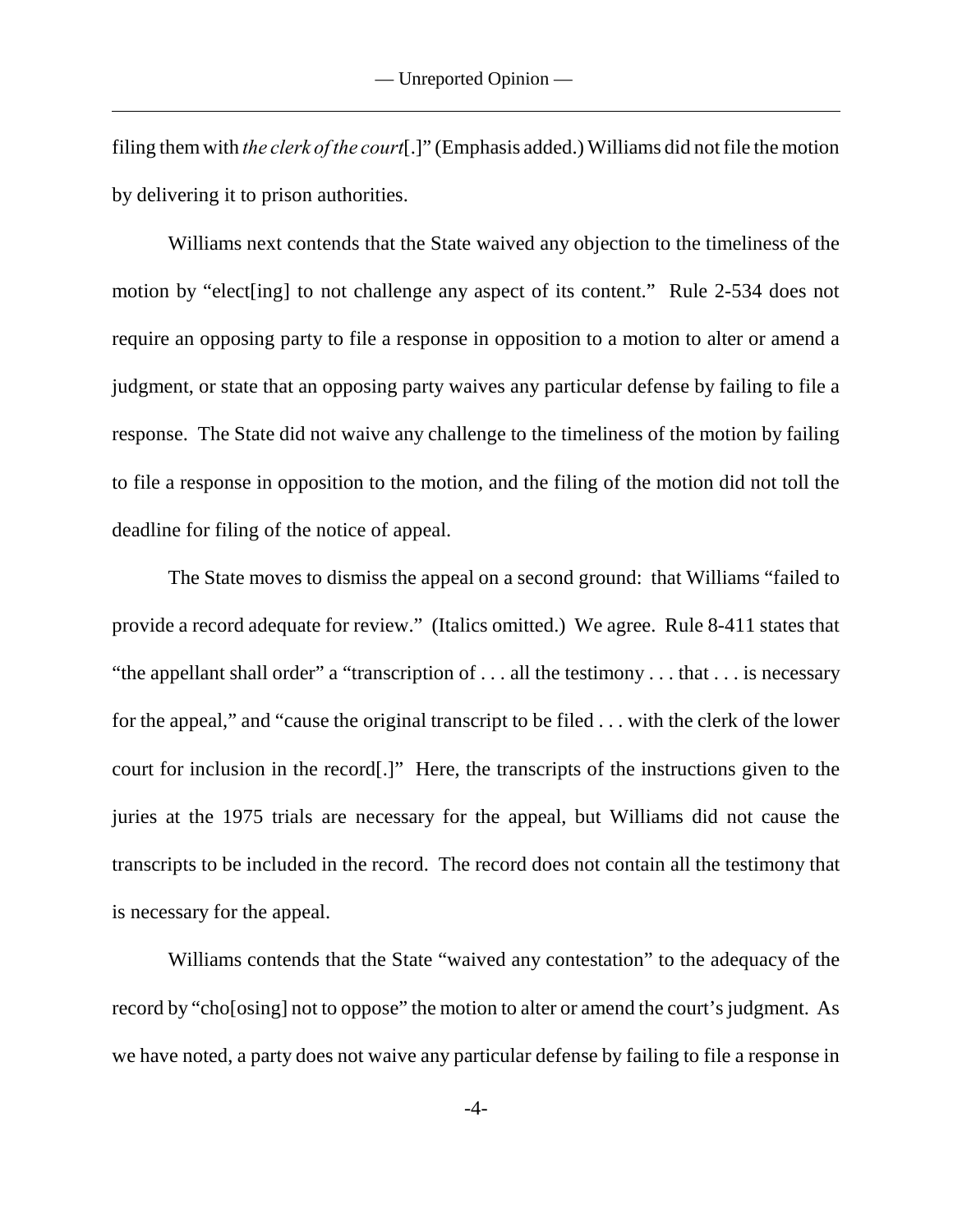filing them with *the clerk of the court*[.]" (Emphasis added.) Williams did not file the motion by delivering it to prison authorities.

Williams next contends that the State waived any objection to the timeliness of the motion by "elect[ing] to not challenge any aspect of its content." Rule 2-534 does not require an opposing party to file a response in opposition to a motion to alter or amend a judgment, or state that an opposing party waives any particular defense by failing to file a response. The State did not waive any challenge to the timeliness of the motion by failing to file a response in opposition to the motion, and the filing of the motion did not toll the deadline for filing of the notice of appeal.

The State moves to dismiss the appeal on a second ground: that Williams "failed to provide a record adequate for review." (Italics omitted.) We agree. Rule 8-411 states that "the appellant shall order" a "transcription of . . . all the testimony . . . that . . . is necessary for the appeal," and "cause the original transcript to be filed . . . with the clerk of the lower court for inclusion in the record[.]" Here, the transcripts of the instructions given to the juries at the 1975 trials are necessary for the appeal, but Williams did not cause the transcripts to be included in the record. The record does not contain all the testimony that is necessary for the appeal.

Williams contends that the State "waived any contestation" to the adequacy of the record by "cho[osing] not to oppose" the motion to alter or amend the court's judgment. As we have noted, a party does not waive any particular defense by failing to file a response in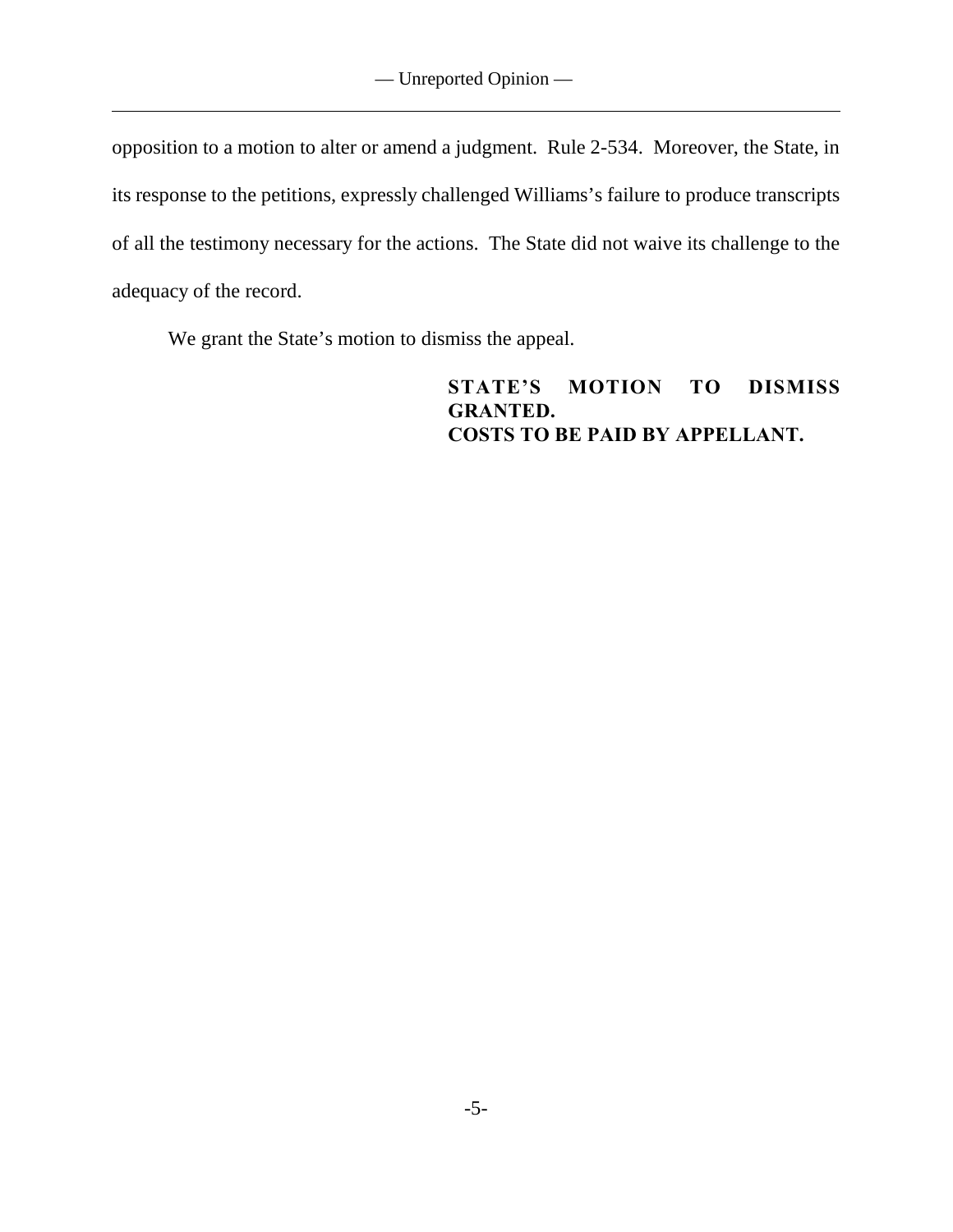opposition to a motion to alter or amend a judgment. Rule 2-534. Moreover, the State, in its response to the petitions, expressly challenged Williams's failure to produce transcripts of all the testimony necessary for the actions. The State did not waive its challenge to the adequacy of the record.

We grant the State's motion to dismiss the appeal.

**STATE'S MOTION TO DISMISS GRANTED.**
**COSTS TO BE PAID BY APPELLANT.**